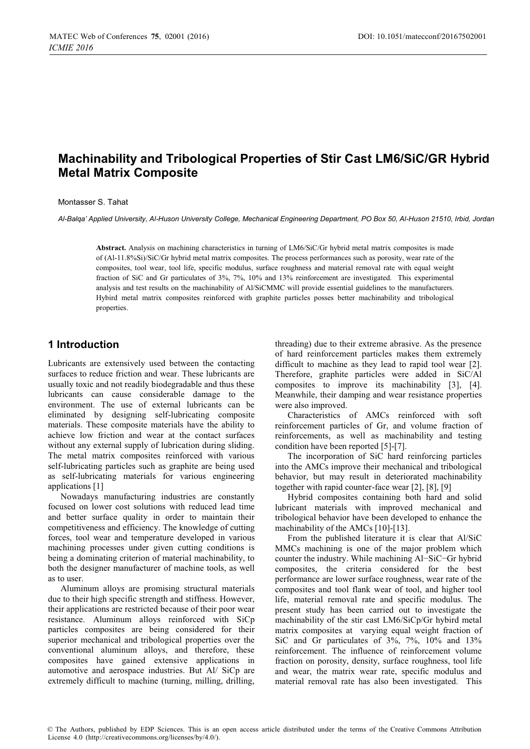# Machinability and Tribological Properties of Stir Cast LM6/SiC/GR Hybrid Metal Matrix Composite

Montasser S. Tahat

*Al-Balqa' Applied University, Al-Huson University College, Mechanical Engineering Department, PO Box 50, Al-Huson 21510, Irbid, Jordan*

**Abstract.** Analysis on machining characteristics in turning of LM6/SiC/Gr hybrid metal matrix composites is made of (Al-11.8%Si)/SiC/Gr hybrid metal matrix composites. The process performances such as porosity, wear rate of the composites, tool wear, tool life, specific modulus, surface roughness and material removal rate with equal weight fraction of SiC and Gr particulates of 3%, 7%, 10% and 13% reinforcement are investigated. This experimental analysis and test results on the machinability of Al/SiCMMC will provide essential guidelines to the manufacturers. Hybird metal matrix composites reinforced with graphite particles posses better machinability and tribological properties.

## 1 Introduction

Lubricants are extensively used between the contacting surfaces to reduce friction and wear. These lubricants are usually toxic and not readily biodegradable and thus these lubricants can cause considerable damage to the environment. The use of external lubricants can be eliminated by designing self-lubricating composite materials. These composite materials have the ability to achieve low friction and wear at the contact surfaces without any external supply of lubrication during sliding. The metal matrix composites reinforced with various self-lubricating particles such as graphite are being used as self-lubricating materials for various engineering applications [1]

Nowadays manufacturing industries are constantly focused on lower cost solutions with reduced lead time and better surface quality in order to maintain their competitiveness and efficiency. The knowledge of cutting forces, tool wear and temperature developed in various machining processes under given cutting conditions is being a dominating criterion of material machinability, to both the designer manufacturer of machine tools, as well as to user.

Aluminum alloys are promising structural materials due to their high specific strength and stiffness. However, their applications are restricted because of their poor wear resistance. Aluminum alloys reinforced with SiCp particles composites are being considered for their superior mechanical and tribological properties over the conventional aluminum alloys, and therefore, these composites have gained extensive applications in automotive and aerospace industries. But Al/ SiCp are extremely difficult to machine (turning, milling, drilling, threading) due to their extreme abrasive. As the presence of hard reinforcement particles makes them extremely difficult to machine as they lead to rapid tool wear [2]. Therefore, graphite particles were added in SiC/Al composites to improve its machinability [3], [4]. Meanwhile, their damping and wear resistance properties were also improved.

Characteristics of AMCs reinforced with soft reinforcement particles of Gr, and volume fraction of reinforcements, as well as machinability and testing condition have been reported [5]-[7].

The incorporation of SiC hard reinforcing particles into the AMCs improve their mechanical and tribological behavior, but may result in deteriorated machinability together with rapid counter-face wear [2], [8], [9]

Hybrid composites containing both hard and solid lubricant materials with improved mechanical and tribological behavior have been developed to enhance the machinability of the AMCs [10]-[13].

From the published literature it is clear that Al/SiC MMCs machining is one of the major problem which counter the industry. While machining Al−SiC−Gr hybrid composites, the criteria considered for the best performance are lower surface roughness, wear rate of the composites and tool flank wear of tool, and higher tool life, material removal rate and specific modulus. The present study has been carried out to investigate the machinability of the stir cast LM6/SiCp/Gr hybird metal matrix composites at varying equal weight fraction of SiC and Gr particulates of 3%, 7%, 10% and 13% reinforcement. The influence of reinforcement volume fraction on porosity, density, surface roughness, tool life and wear, the matrix wear rate, specific modulus and material removal rate has also been investigated. This

© The Authors, published by EDP Sciences. This is an open access article distributed under the terms of the Creative Commons Attribution License 4.0 (http://creativecommons.org/licenses/by/4.0/).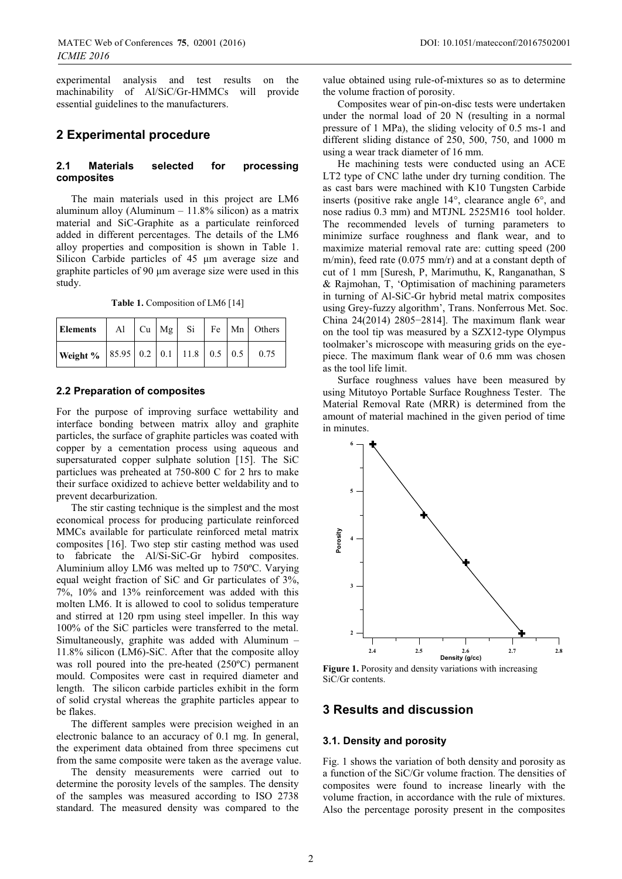experimental analysis and test results on the machinability of Al/SiC/Gr-HMMCs will provide essential guidelines to the manufacturers.

## 2 Experimental procedure

### 2.1 Materials selected for processing composites

The main materials used in this project are LM6 aluminum alloy (Aluminum – 11.8% silicon) as a matrix material and SiC-Graphite as a particulate reinforced added in different percentages. The details of the LM6 alloy properties and composition is shown in Table 1. Silicon Carbide particles of 45 µm average size and graphite particles of 90 µm average size were used in this study.

**Table 1.** Composition of LM6 [14]

| Elements | Al | Cu | Mg | Si | Fe | Mn | Others |
|---|---|---|---|---|---|---|---|
| Weight % | 85.95 | 0.2 | 0.1 | 11.8 | 0.5 | 0.5 | 0.75 |

### 2.2 Preparation of composites

For the purpose of improving surface wettability and interface bonding between matrix alloy and graphite particles, the surface of graphite particles was coated with copper by a cementation process using aqueous and supersaturated copper sulphate solution [15]. The SiC particlues was preheated at 750-800 C for 2 hrs to make their surface oxidized to achieve better weldability and to prevent decarburization.

The stir casting technique is the simplest and the most economical process for producing particulate reinforced MMCs available for particulate reinforced metal matrix composites [16]. Two step stir casting method was used to fabricate the Al/Si-SiC-Gr hybird composites. Aluminium alloy LM6 was melted up to 750ºC. Varying equal weight fraction of SiC and Gr particulates of 3%, 7%, 10% and 13% reinforcement was added with this molten LM6. It is allowed to cool to solidus temperature and stirred at 120 rpm using steel impeller. In this way 100% of the SiC particles were transferred to the metal. Simultaneously, graphite was added with Aluminum – 11.8% silicon (LM6)-SiC. After that the composite alloy was roll poured into the pre-heated (250ºC) permanent mould. Composites were cast in required diameter and length. The silicon carbide particles exhibit in the form of solid crystal whereas the graphite particles appear to be flakes.

The different samples were precision weighed in an electronic balance to an accuracy of 0.1 mg. In general, the experiment data obtained from three specimens cut from the same composite were taken as the average value.

The density measurements were carried out to determine the porosity levels of the samples. The density of the samples was measured according to ISO 2738 standard. The measured density was compared to the value obtained using rule-of-mixtures so as to determine the volume fraction of porosity.

Composites wear of pin-on-disc tests were undertaken under the normal load of 20 N (resulting in a normal pressure of 1 MPa), the sliding velocity of 0.5 ms-1 and different sliding distance of 250, 500, 750, and 1000 m using a wear track diameter of 16 mm.

He machining tests were conducted using an ACE LT2 type of CNC lathe under dry turning condition. The as cast bars were machined with K10 Tungsten Carbide inserts (positive rake angle 14°, clearance angle 6°, and nose radius 0.3 mm) and MTJNL 2525M16 tool holder. The recommended levels of turning parameters to minimize surface roughness and flank wear, and to maximize material removal rate are: cutting speed (200 m/min), feed rate (0.075 mm/r) and at a constant depth of cut of 1 mm [Suresh, P, Marimuthu, K, Ranganathan, S & Rajmohan, T, 'Optimisation of machining parameters in turning of Al-SiC-Gr hybrid metal matrix composites using Grey-fuzzy algorithm', Trans. Nonferrous Met. Soc. China 24(2014) 2805−2814]. The maximum flank wear on the tool tip was measured by a SZX12-type Olympus toolmaker's microscope with measuring grids on the eye-piece. The maximum flank wear of 0.6 mm was chosen as the tool life limit.

Surface roughness values have been measured by using Mitutoyo Portable Surface Roughness Tester. The Material Removal Rate (MRR) is determined from the amount of material machined in the given period of time in minutes.

**Figure 1.** Porosity and density variations with increasing SiC/Gr contents.

## 3 Results and discussion

### 3.1. Density and porosity

Fig. 1 shows the variation of both density and porosity as a function of the SiC/Gr volume fraction. The densities of composites were found to increase linearly with the volume fraction, in accordance with the rule of mixtures. Also the percentage porosity present in the composites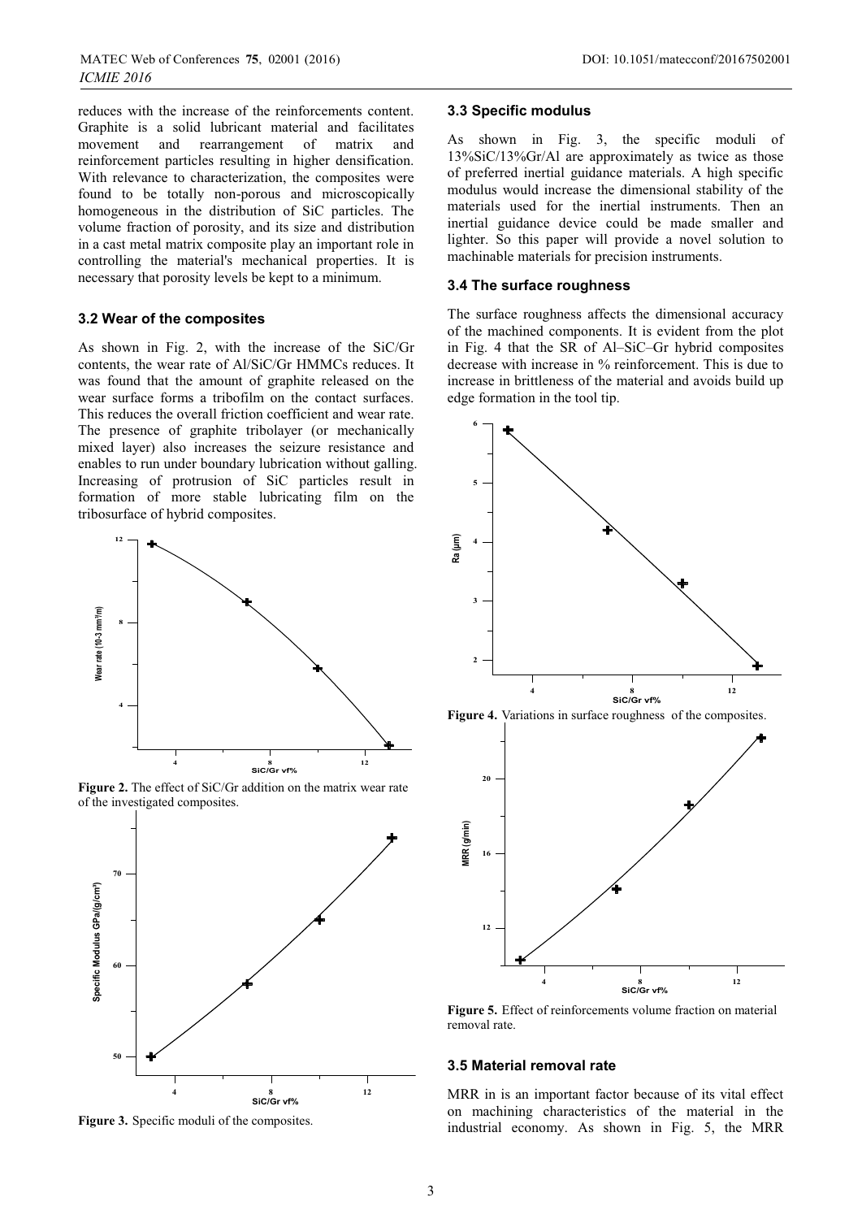reduces with the increase of the reinforcements content. Graphite is a solid lubricant material and facilitates movement and rearrangement of matrix and reinforcement particles resulting in higher densification. With relevance to characterization, the composites were found to be totally non-porous and microscopically homogeneous in the distribution of SiC particles. The volume fraction of porosity, and its size and distribution in a cast metal matrix composite play an important role in controlling the material's mechanical properties. It is necessary that porosity levels be kept to a minimum.

### 3.2 Wear of the composites

As shown in Fig. 2, with the increase of the SiC/Gr contents, the wear rate of Al/SiC/Gr HMMCs reduces. It was found that the amount of graphite released on the wear surface forms a tribofilm on the contact surfaces. This reduces the overall friction coefficient and wear rate. The presence of graphite tribolayer (or mechanically mixed layer) also increases the seizure resistance and enables to run under boundary lubrication without galling. Increasing of protrusion of SiC particles result in formation of more stable lubricating film on the tribosurface of hybrid composites.

**Figure 2.** The effect of SiC/Gr addition on the matrix wear rate of the investigated composites.

**Figure 3.** Specific moduli of the composites.

### 3.3 Specific modulus

As shown in Fig. 3, the specific moduli of 13%SiC/13%Gr/Al are approximately as twice as those of preferred inertial guidance materials. A high specific modulus would increase the dimensional stability of the materials used for the inertial instruments. Then an inertial guidance device could be made smaller and lighter. So this paper will provide a novel solution to machinable materials for precision instruments.

### 3.4 The surface roughness

The surface roughness affects the dimensional accuracy of the machined components. It is evident from the plot in Fig. 4 that the SR of Al–SiC–Gr hybrid composites decrease with increase in % reinforcement. This is due to increase in brittleness of the material and avoids build up edge formation in the tool tip.

**Figure 4.** Variations in surface roughness of the composites.

**Figure 5.** Effect of reinforcements volume fraction on material removal rate.

### 3.5 Material removal rate

MRR in is an important factor because of its vital effect on machining characteristics of the material in the industrial economy. As shown in Fig. 5, the MRR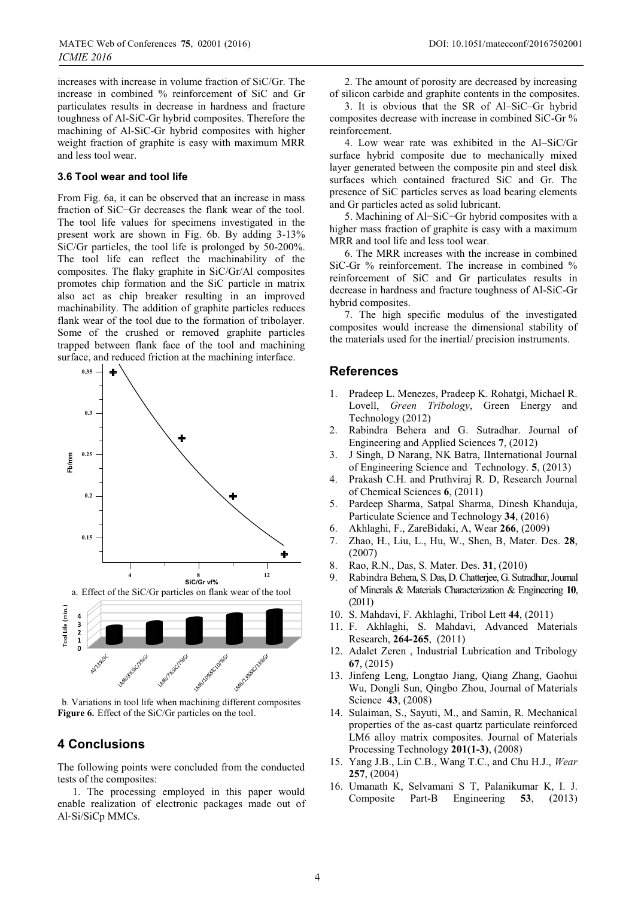increases with increase in volume fraction of SiC/Gr. The increase in combined % reinforcement of SiC and Gr particulates results in decrease in hardness and fracture toughness of Al-SiC-Gr hybrid composites. Therefore the machining of Al-SiC-Gr hybrid composites with higher weight fraction of graphite is easy with maximum MRR and less tool wear.

### 3.6 Tool wear and tool life

From Fig. 6a, it can be observed that an increase in mass fraction of SiC−Gr decreases the flank wear of the tool. The tool life values for specimens investigated in the present work are shown in Fig. 6b. By adding 3-13% SiC/Gr particles, the tool life is prolonged by 50-200%. The tool life can reflect the machinability of the composites. The flaky graphite in SiC/Gr/Al composites promotes chip formation and the SiC particle in matrix also act as chip breaker resulting in an improved machinability. The addition of graphite particles reduces flank wear of the tool due to the formation of tribolayer. Some of the crushed or removed graphite particles trapped between flank face of the tool and machining surface, and reduced friction at the machining interface.

Fb/mm
0.35
0.3
0.25
0.2
0.15
4
8
12
SiC/Gr vf%

a. Effect of the SiC/Gr particles on flank wear of the tool

Tool Life (min.)
4
3
2
1
0
Al/13%SiC
LM6/3%SiC/3%Gr
LM6/7%SiC/7%Gr
LM6/10%SiC/10%Gr
LM6/13%SiC/13%Gr

b. Variations in tool life when machining different composites

**Figure 6.** Effect of the SiC/Gr particles on the tool.

## 4 Conclusions

The following points were concluded from the conducted tests of the composites:

1. The processing employed in this paper would enable realization of electronic packages made out of Al-Si/SiCp MMCs.

2. The amount of porosity are decreased by increasing of silicon carbide and graphite contents in the composites.

3. It is obvious that the SR of Al–SiC–Gr hybrid composites decrease with increase in combined SiC-Gr % reinforcement.

4. Low wear rate was exhibited in the Al–SiC/Gr surface hybrid composite due to mechanically mixed layer generated between the composite pin and steel disk surfaces which contained fractured SiC and Gr. The presence of SiC particles serves as load bearing elements and Gr particles acted as solid lubricant.

5. Machining of Al−SiC−Gr hybrid composites with a higher mass fraction of graphite is easy with a maximum MRR and tool life and less tool wear.

6. The MRR increases with the increase in combined SiC-Gr % reinforcement. The increase in combined % reinforcement of SiC and Gr particulates results in decrease in hardness and fracture toughness of Al-SiC-Gr hybrid composites.

7. The high specific modulus of the investigated composites would increase the dimensional stability of the materials used for the inertial/ precision instruments.

## References

1. Pradeep L. Menezes, Pradeep K. Rohatgi, Michael R. Lovell, *Green Tribology*, Green Energy and Technology (2012)
2. Rabindra Behera and G. Sutradhar. Journal of Engineering and Applied Sciences **7**, (2012)
3. J Singh, D Narang, NK Batra, IInternational Journal of Engineering Science and Technology. **5**, (2013)
4. Prakash C.H. and Pruthviraj R. D, Research Journal of Chemical Sciences **6**, (2011)
5. Pardeep Sharma, Satpal Sharma, Dinesh Khanduja, Particulate Science and Technology **34**, (2016)
6. Akhlaghi, F., ZareBidaki, A, Wear **266**, (2009)
7. Zhao, H., Liu, L., Hu, W., Shen, B, Mater. Des. **28**, (2007)
8. Rao, R.N., Das, S. Mater. Des. **31**, (2010)
9. Rabindra Behera, S. Das, D. Chatterjee, G. Sutradhar, Journal of Minerals & Materials Characterization & Engineering **10**, (2011)
10. S. Mahdavi, F. Akhlaghi, Tribol Lett **44**, (2011)
11. F. Akhlaghi, S. Mahdavi, Advanced Materials Research, **264-265**, (2011)
12. Adalet Zeren , Industrial Lubrication and Tribology **67**, (2015)
13. Jinfeng Leng, Longtao Jiang, Qiang Zhang, Gaohui Wu, Dongli Sun, Qingbo Zhou, Journal of Materials Science **43**, (2008)
14. Sulaiman, S., Sayuti, M., and Samin, R. Mechanical properties of the as-cast quartz particulate reinforced LM6 alloy matrix composites. Journal of Materials Processing Technology **201(1-3)**, (2008)
15. Yang J.B., Lin C.B., Wang T.C., and Chu H.J., *Wear* **257**, (2004)
16. Umanath K, Selvamani S T, Palanikumar K, I. J. Composite Part-B Engineering **53**, (2013)